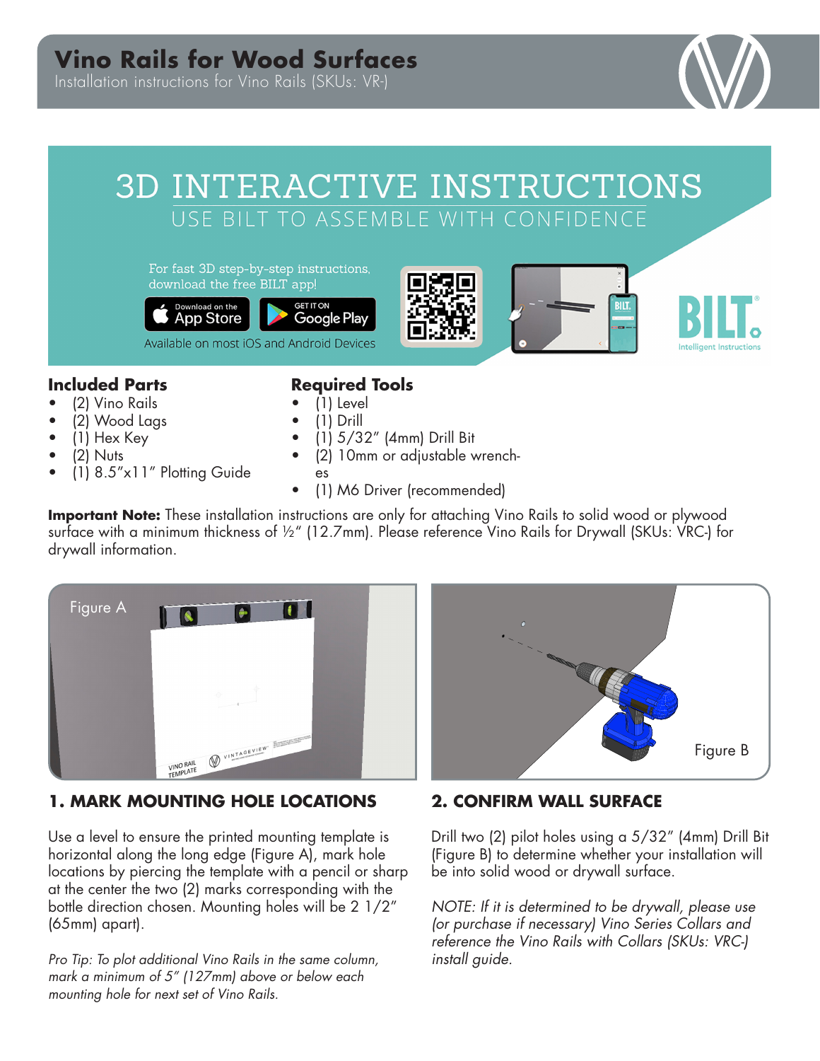# Vino Rails for Wood Surfaces

Installation instructions for Vino Rails (SKUs: VR-)

## 3D INTERACTIVE INSTRUCTIONS

USE BILT TO ASSEMBLE WITH CONFIDENCE

For fast 3D step-by-step instructions, download the free BILT app!

Download on the App Store | GET IT ON Google Play

Available on most iOS and Android Devices

BILT® Intelligent Instructions

### Included Parts

- (2) Vino Rails
- (2) Wood Lags
- (1) Hex Key
- (2) Nuts
- (1) 8.5″x11″ Plotting Guide

### Required Tools

- (1) Level
- (1) Drill
- (1) 5/32″ (4mm) Drill Bit
- (2) 10mm or adjustable wrenches
- (1) M6 Driver (recommended)

**Important Note:** These installation instructions are only for attaching Vino Rails to solid wood or plywood surface with a minimum thickness of ½″ (12.7mm). Please reference Vino Rails for Drywall (SKUs: VRC-) for drywall information.

Figure A

Figure B

## 1. MARK MOUNTING HOLE LOCATIONS

Use a level to ensure the printed mounting template is horizontal along the long edge (Figure A), mark hole locations by piercing the template with a pencil or sharp at the center the two (2) marks corresponding with the bottle direction chosen. Mounting holes will be 2 1/2″ (65mm) apart).

*Pro Tip: To plot additional Vino Rails in the same column, mark a minimum of 5″ (127mm) above or below each mounting hole for next set of Vino Rails.*

## 2. CONFIRM WALL SURFACE

Drill two (2) pilot holes using a 5/32″ (4mm) Drill Bit (Figure B) to determine whether your installation will be into solid wood or drywall surface.

*NOTE: If it is determined to be drywall, please use (or purchase if necessary) Vino Series Collars and reference the Vino Rails with Collars (SKUs: VRC-) install guide.*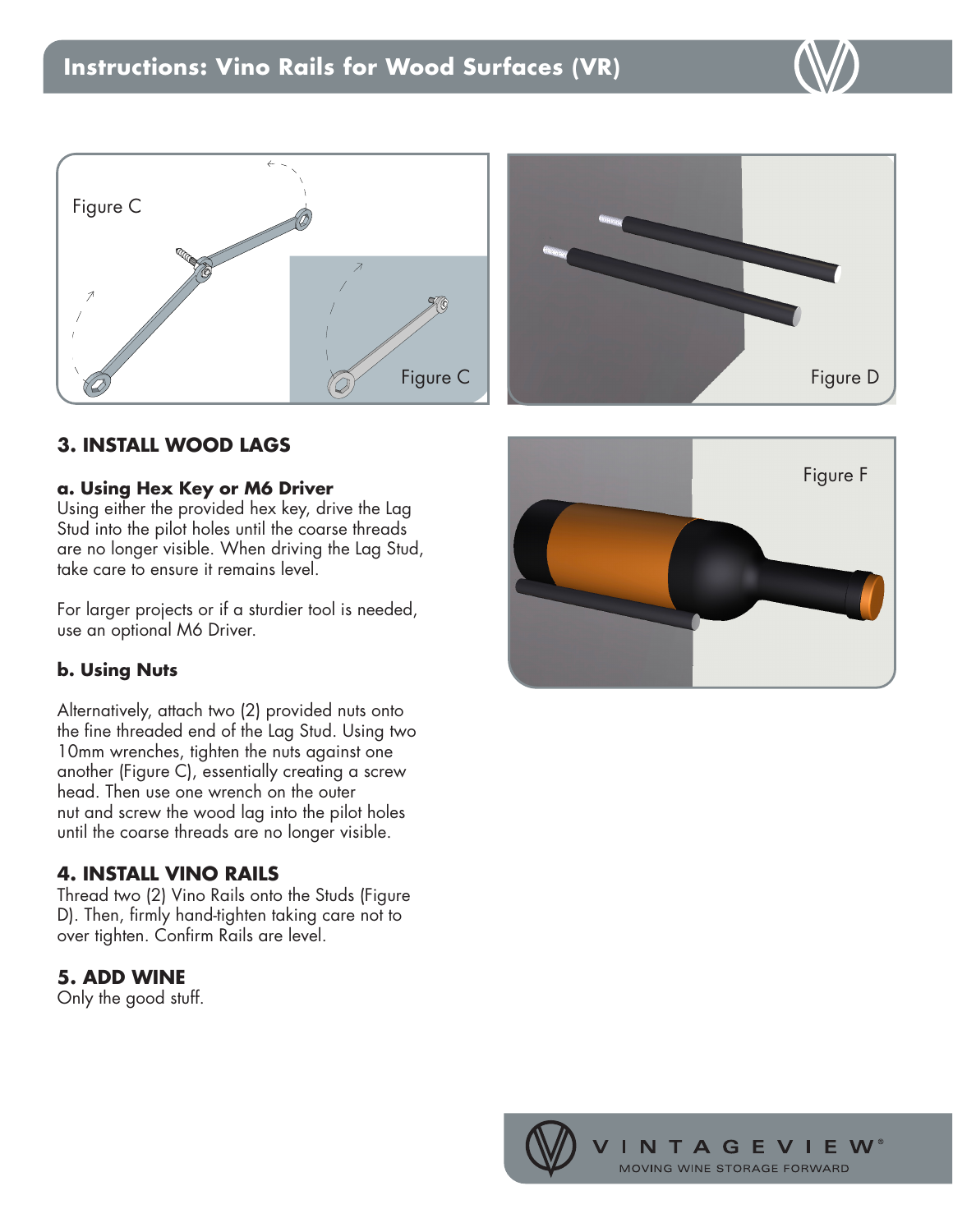# Instructions: Vino Rails for Wood Surfaces (VR)

Figure C

Figure C

Figure D

Figure F

### 3. INSTALL WOOD LAGS

**a. Using Hex Key or M6 Driver**
Using either the provided hex key, drive the Lag Stud into the pilot holes until the coarse threads are no longer visible. When driving the Lag Stud, take care to ensure it remains level.

For larger projects or if a sturdier tool is needed, use an optional M6 Driver.

**b. Using Nuts**

Alternatively, attach two (2) provided nuts onto the fine threaded end of the Lag Stud. Using two 10mm wrenches, tighten the nuts against one another (Figure C), essentially creating a screw head. Then use one wrench on the outer nut and screw the wood lag into the pilot holes until the coarse threads are no longer visible.

### 4. INSTALL VINO RAILS

Thread two (2) Vino Rails onto the Studs (Figure D). Then, firmly hand-tighten taking care not to over tighten. Confirm Rails are level.

### 5. ADD WINE

Only the good stuff.

VINTAGEVIEW®
MOVING WINE STORAGE FORWARD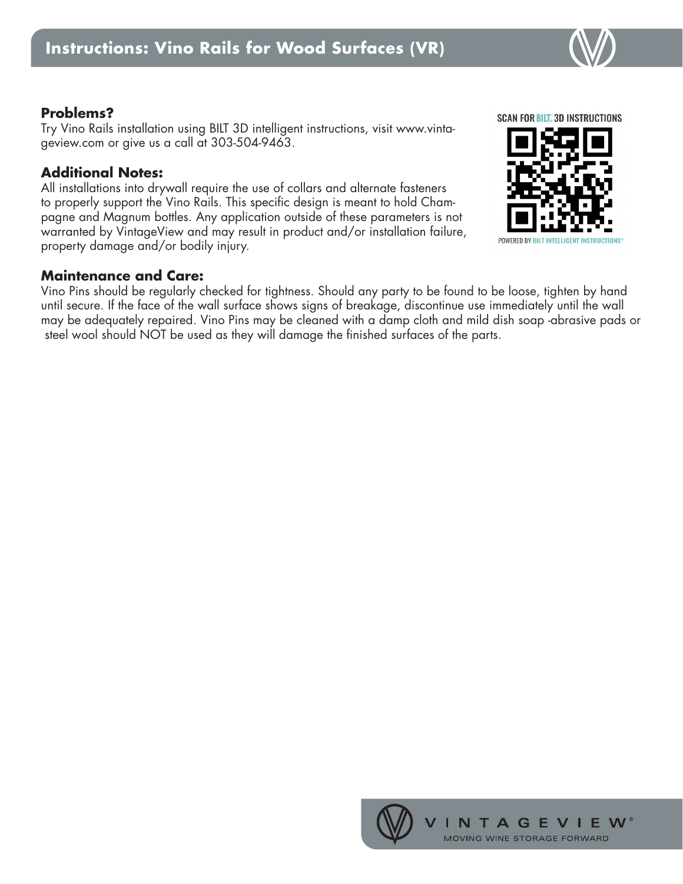# Instructions: Vino Rails for Wood Surfaces (VR)

**Problems?**

Try Vino Rails installation using BILT 3D intelligent instructions, visit www.vintageview.com or give us a call at 303-504-9463.

SCAN FOR BILT. 3D INSTRUCTIONS

POWERED BY BILT INTELLIGENT INSTRUCTIONS®

**Additional Notes:**

All installations into drywall require the use of collars and alternate fasteners to properly support the Vino Rails. This specific design is meant to hold Champagne and Magnum bottles. Any application outside of these parameters is not warranted by VintageView and may result in product and/or installation failure, property damage and/or bodily injury.

**Maintenance and Care:**

Vino Pins should be regularly checked for tightness. Should any party to be found to be loose, tighten by hand until secure. If the face of the wall surface shows signs of breakage, discontinue use immediately until the wall may be adequately repaired. Vino Pins may be cleaned with a damp cloth and mild dish soap -abrasive pads or steel wool should NOT be used as they will damage the finished surfaces of the parts.

VINTAGEVIEW®
MOVING WINE STORAGE FORWARD